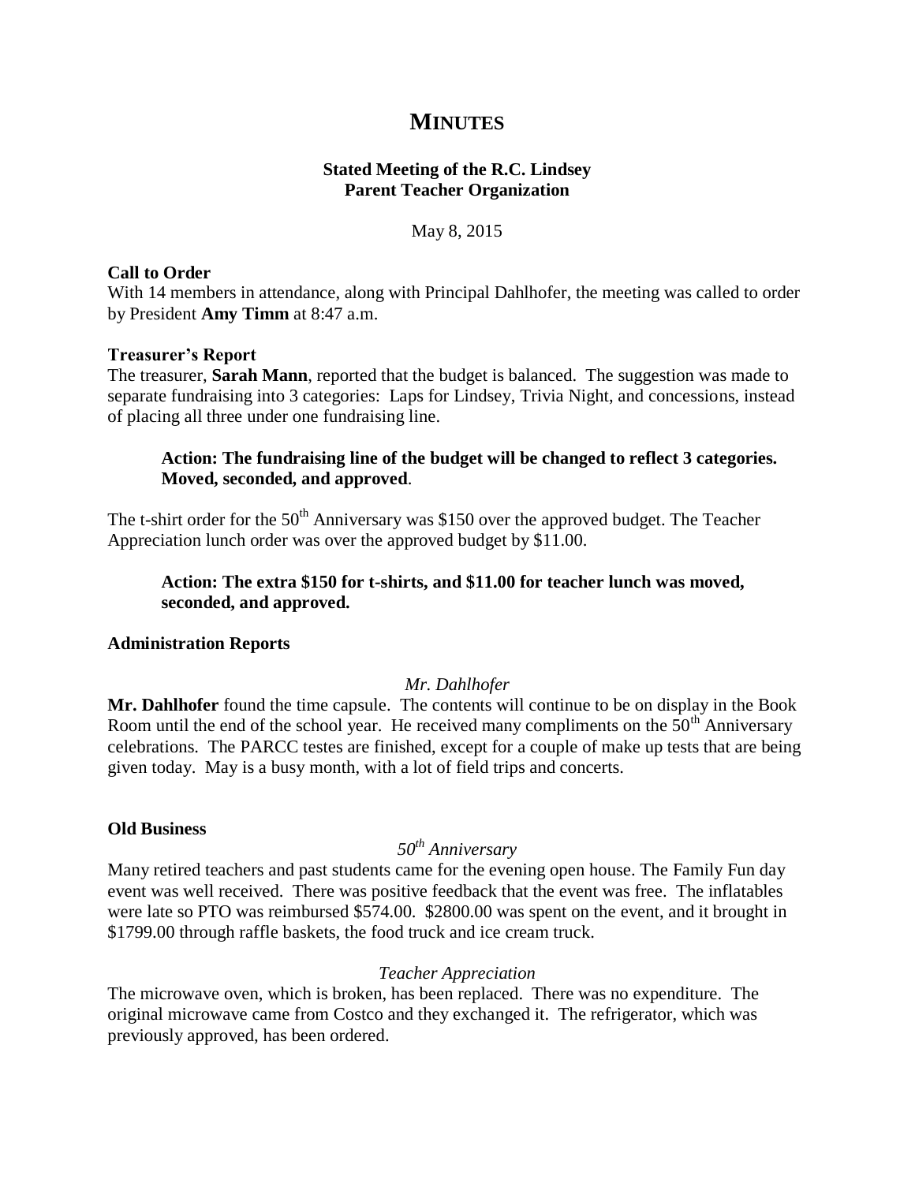# MINUTES

**Stated Meeting of the R.C. Lindsey**
**Parent Teacher Organization**

May 8, 2015

**Call to Order**

With 14 members in attendance, along with Principal Dahlhofer, the meeting was called to order by President **Amy Timm** at 8:47 a.m.

**Treasurer's Report**

The treasurer, **Sarah Mann**, reported that the budget is balanced. The suggestion was made to separate fundraising into 3 categories: Laps for Lindsey, Trivia Night, and concessions, instead of placing all three under one fundraising line.

> **Action: The fundraising line of the budget will be changed to reflect 3 categories. Moved, seconded, and approved**.

The t-shirt order for the 50th Anniversary was $150 over the approved budget. The Teacher Appreciation lunch order was over the approved budget by $11.00.

> **Action: The extra $150 for t-shirts, and $11.00 for teacher lunch was moved, seconded, and approved.**

**Administration Reports**

*Mr. Dahlhofer*

**Mr. Dahlhofer** found the time capsule. The contents will continue to be on display in the Book Room until the end of the school year. He received many compliments on the 50th Anniversary celebrations. The PARCC testes are finished, except for a couple of make up tests that are being given today. May is a busy month, with a lot of field trips and concerts.

**Old Business**

*50th Anniversary*

Many retired teachers and past students came for the evening open house. The Family Fun day event was well received. There was positive feedback that the event was free. The inflatables were late so PTO was reimbursed $574.00. $2800.00 was spent on the event, and it brought in $1799.00 through raffle baskets, the food truck and ice cream truck.

*Teacher Appreciation*

The microwave oven, which is broken, has been replaced. There was no expenditure. The original microwave came from Costco and they exchanged it. The refrigerator, which was previously approved, has been ordered.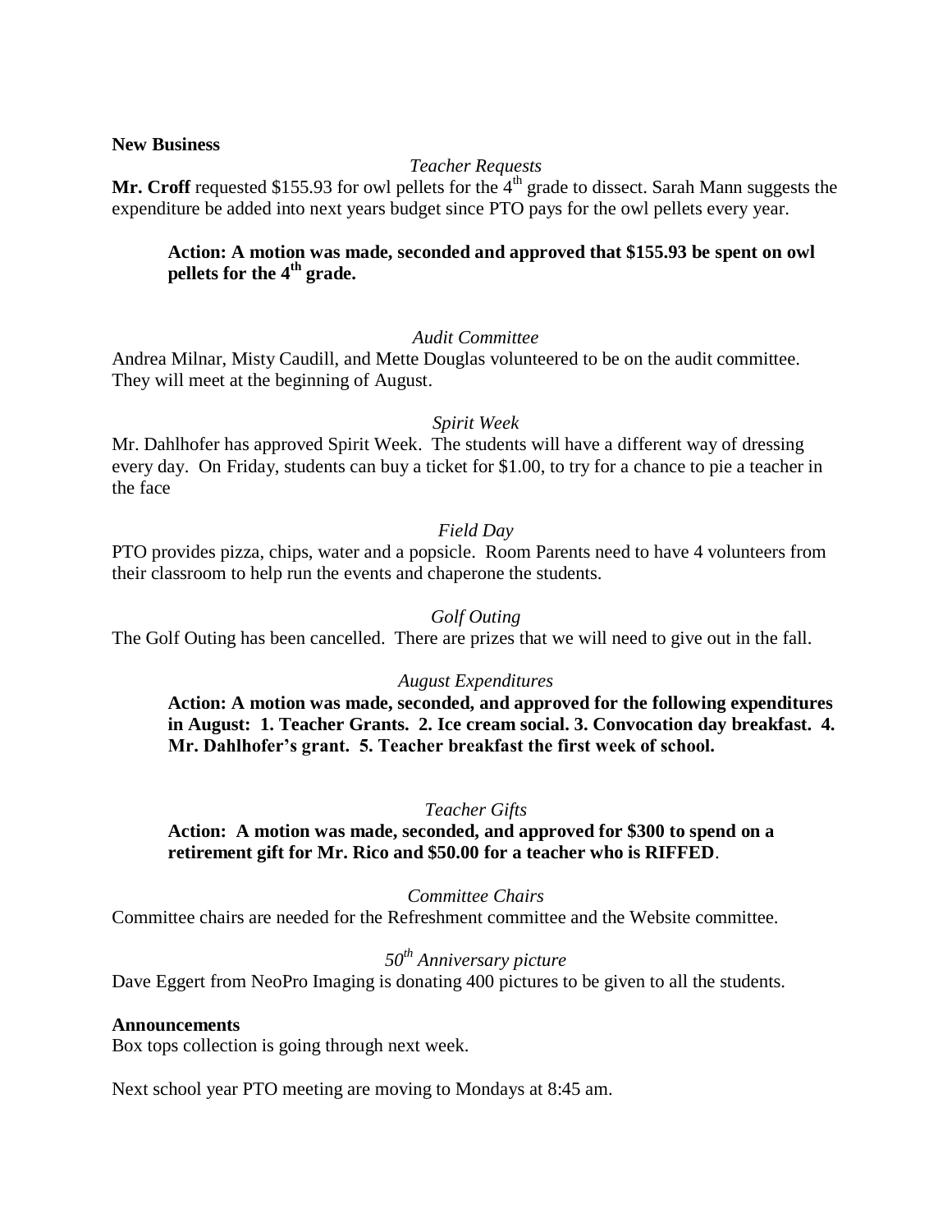**New Business**

*Teacher Requests*

**Mr. Croff** requested $155.93 for owl pellets for the 4th grade to dissect. Sarah Mann suggests the expenditure be added into next years budget since PTO pays for the owl pellets every year.

> **Action: A motion was made, seconded and approved that $155.93 be spent on owl pellets for the 4th grade.**

*Audit Committee*

Andrea Milnar, Misty Caudill, and Mette Douglas volunteered to be on the audit committee. They will meet at the beginning of August.

*Spirit Week*

Mr. Dahlhofer has approved Spirit Week. The students will have a different way of dressing every day. On Friday, students can buy a ticket for $1.00, to try for a chance to pie a teacher in the face

*Field Day*

PTO provides pizza, chips, water and a popsicle. Room Parents need to have 4 volunteers from their classroom to help run the events and chaperone the students.

*Golf Outing*

The Golf Outing has been cancelled. There are prizes that we will need to give out in the fall.

*August Expenditures*

> **Action: A motion was made, seconded, and approved for the following expenditures in August: 1. Teacher Grants. 2. Ice cream social. 3. Convocation day breakfast. 4. Mr. Dahlhofer's grant. 5. Teacher breakfast the first week of school.**

*Teacher Gifts*

> **Action: A motion was made, seconded, and approved for $300 to spend on a retirement gift for Mr. Rico and $50.00 for a teacher who is RIFFED**.

*Committee Chairs*

Committee chairs are needed for the Refreshment committee and the Website committee.

*50th Anniversary picture*

Dave Eggert from NeoPro Imaging is donating 400 pictures to be given to all the students.

**Announcements**

Box tops collection is going through next week.

Next school year PTO meeting are moving to Mondays at 8:45 am.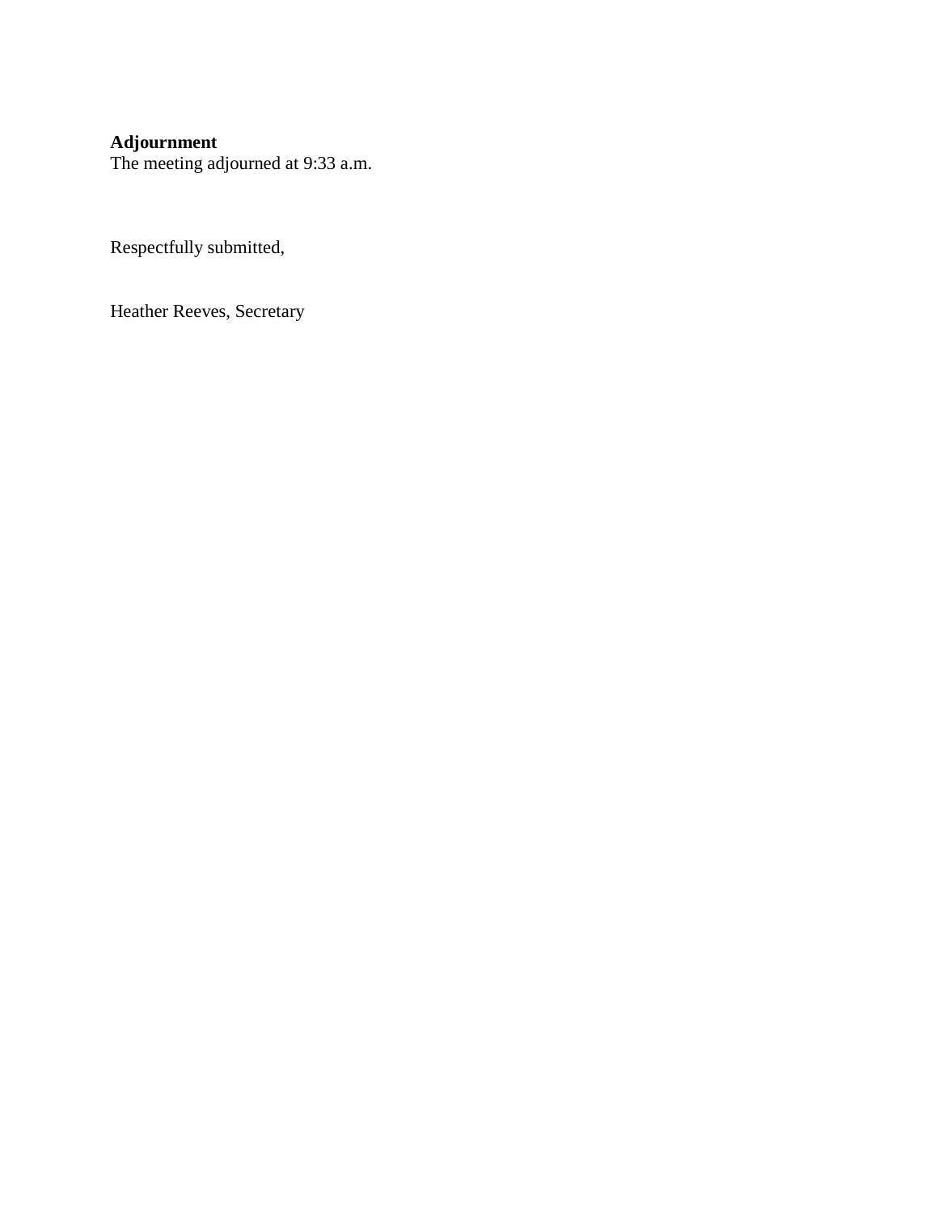**Adjournment**
The meeting adjourned at 9:33 a.m.

Respectfully submitted,

Heather Reeves, Secretary